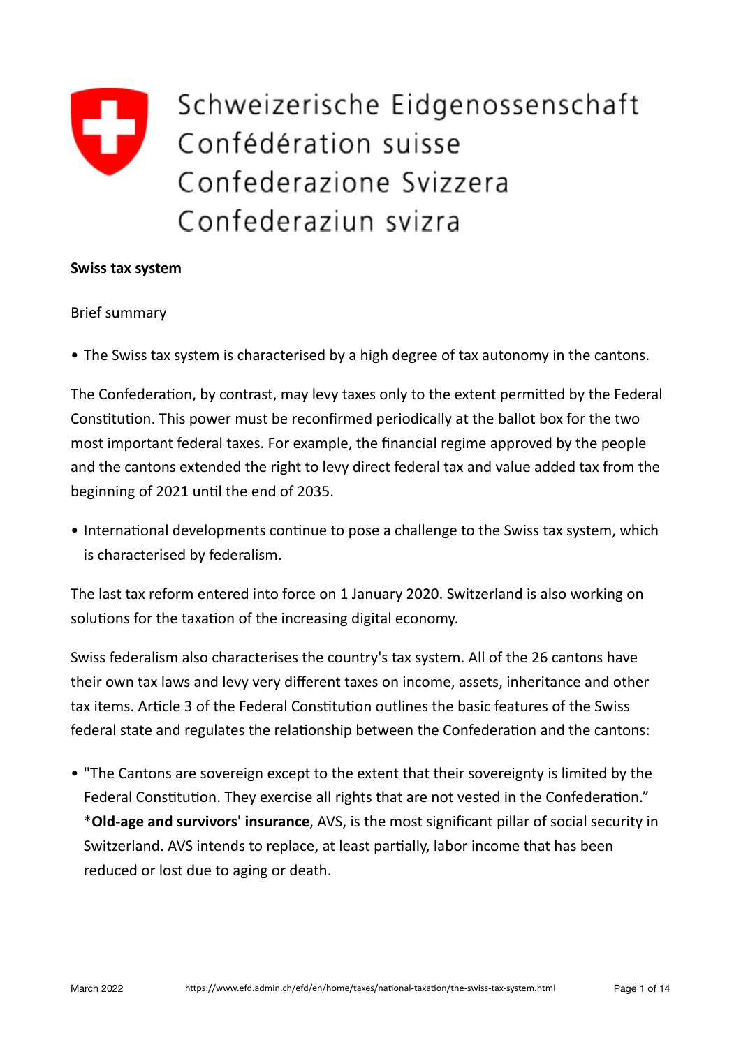Schweizerische Eidgenossenschaft
Confédération suisse
Confederazione Svizzera
Confederaziun svizra

**Swiss tax system**

Brief summary

- The Swiss tax system is characterised by a high degree of tax autonomy in the cantons.

The Confederation, by contrast, may levy taxes only to the extent permitted by the Federal Constitution. This power must be reconfirmed periodically at the ballot box for the two most important federal taxes. For example, the financial regime approved by the people and the cantons extended the right to levy direct federal tax and value added tax from the beginning of 2021 until the end of 2035.

- International developments continue to pose a challenge to the Swiss tax system, which is characterised by federalism.

The last tax reform entered into force on 1 January 2020. Switzerland is also working on solutions for the taxation of the increasing digital economy.

Swiss federalism also characterises the country's tax system. All of the 26 cantons have their own tax laws and levy very different taxes on income, assets, inheritance and other tax items. Article 3 of the Federal Constitution outlines the basic features of the Swiss federal state and regulates the relationship between the Confederation and the cantons:

- "The Cantons are sovereign except to the extent that their sovereignty is limited by the Federal Constitution. They exercise all rights that are not vested in the Confederation."
  ***Old-age and survivors' insurance**, AVS, is the most significant pillar of social security in Switzerland. AVS intends to replace, at least partially, labor income that has been reduced or lost due to aging or death.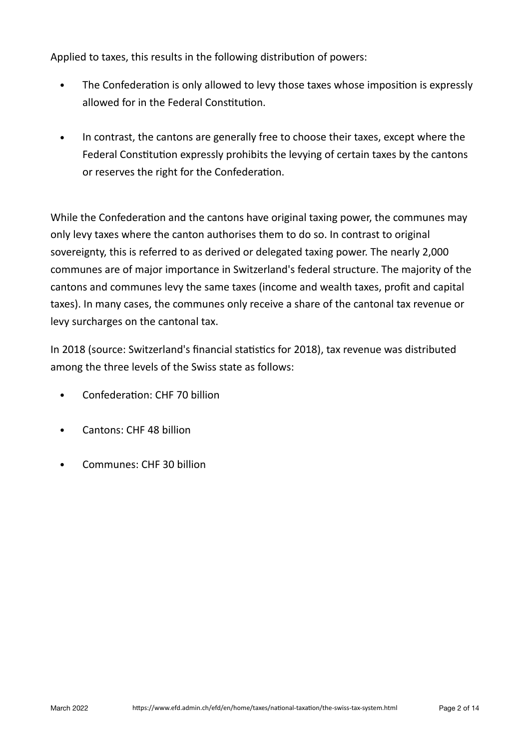Applied to taxes, this results in the following distribution of powers:

- The Confederation is only allowed to levy those taxes whose imposition is expressly allowed for in the Federal Constitution.
- In contrast, the cantons are generally free to choose their taxes, except where the Federal Constitution expressly prohibits the levying of certain taxes by the cantons or reserves the right for the Confederation.

While the Confederation and the cantons have original taxing power, the communes may only levy taxes where the canton authorises them to do so. In contrast to original sovereignty, this is referred to as derived or delegated taxing power. The nearly 2,000 communes are of major importance in Switzerland's federal structure. The majority of the cantons and communes levy the same taxes (income and wealth taxes, profit and capital taxes). In many cases, the communes only receive a share of the cantonal tax revenue or levy surcharges on the cantonal tax.

In 2018 (source: Switzerland's financial statistics for 2018), tax revenue was distributed among the three levels of the Swiss state as follows:

- Confederation: CHF 70 billion
- Cantons: CHF 48 billion
- Communes: CHF 30 billion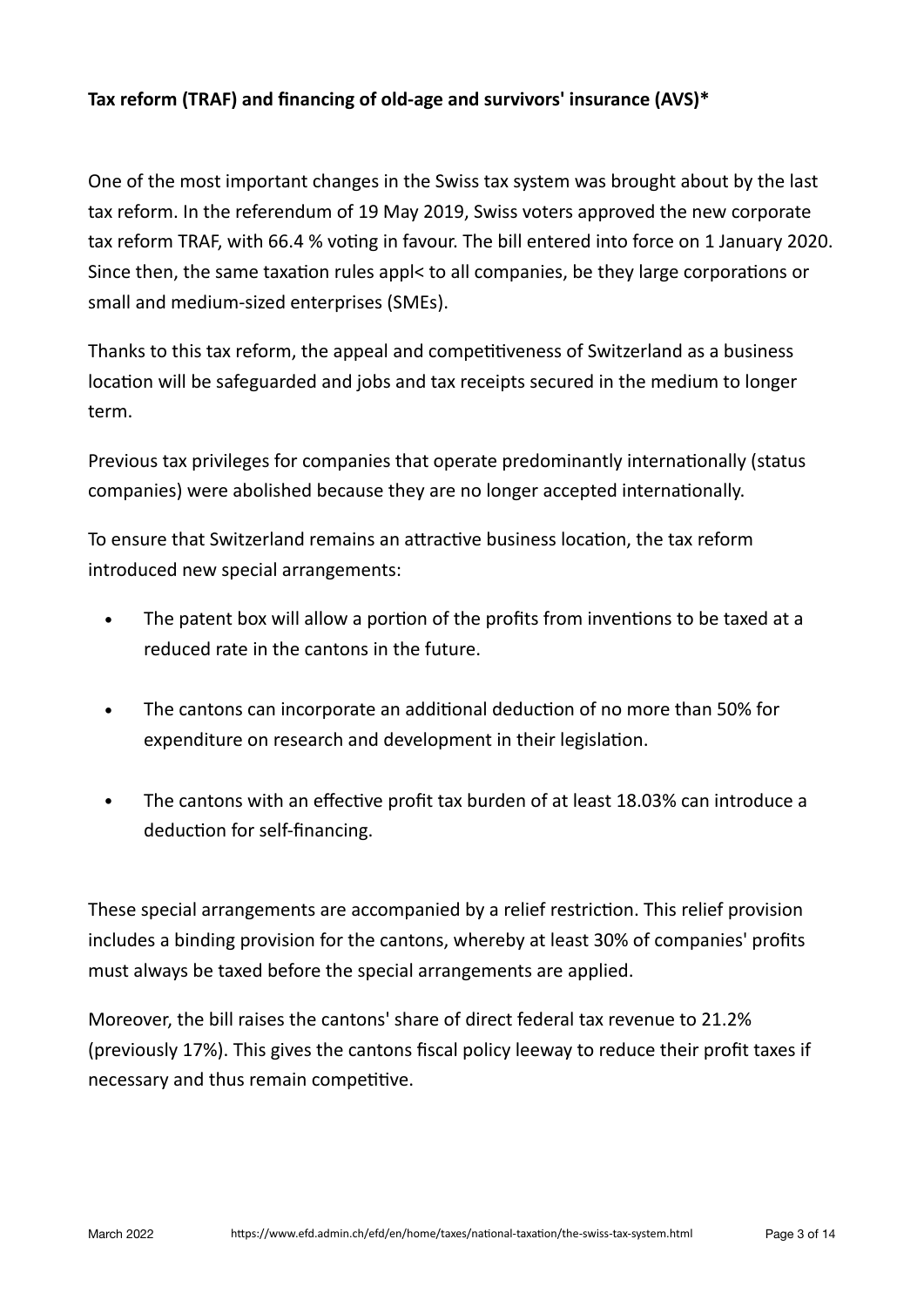**Tax reform (TRAF) and financing of old-age and survivors' insurance (AVS)***

One of the most important changes in the Swiss tax system was brought about by the last tax reform. In the referendum of 19 May 2019, Swiss voters approved the new corporate tax reform TRAF, with 66.4 % voting in favour. The bill entered into force on 1 January 2020. Since then, the same taxation rules appl< to all companies, be they large corporations or small and medium-sized enterprises (SMEs).

Thanks to this tax reform, the appeal and competitiveness of Switzerland as a business location will be safeguarded and jobs and tax receipts secured in the medium to longer term.

Previous tax privileges for companies that operate predominantly internationally (status companies) were abolished because they are no longer accepted internationally.

To ensure that Switzerland remains an attractive business location, the tax reform introduced new special arrangements:

- The patent box will allow a portion of the profits from inventions to be taxed at a reduced rate in the cantons in the future.
- The cantons can incorporate an additional deduction of no more than 50% for expenditure on research and development in their legislation.
- The cantons with an effective profit tax burden of at least 18.03% can introduce a deduction for self-financing.

These special arrangements are accompanied by a relief restriction. This relief provision includes a binding provision for the cantons, whereby at least 30% of companies' profits must always be taxed before the special arrangements are applied.

Moreover, the bill raises the cantons' share of direct federal tax revenue to 21.2% (previously 17%). This gives the cantons fiscal policy leeway to reduce their profit taxes if necessary and thus remain competitive.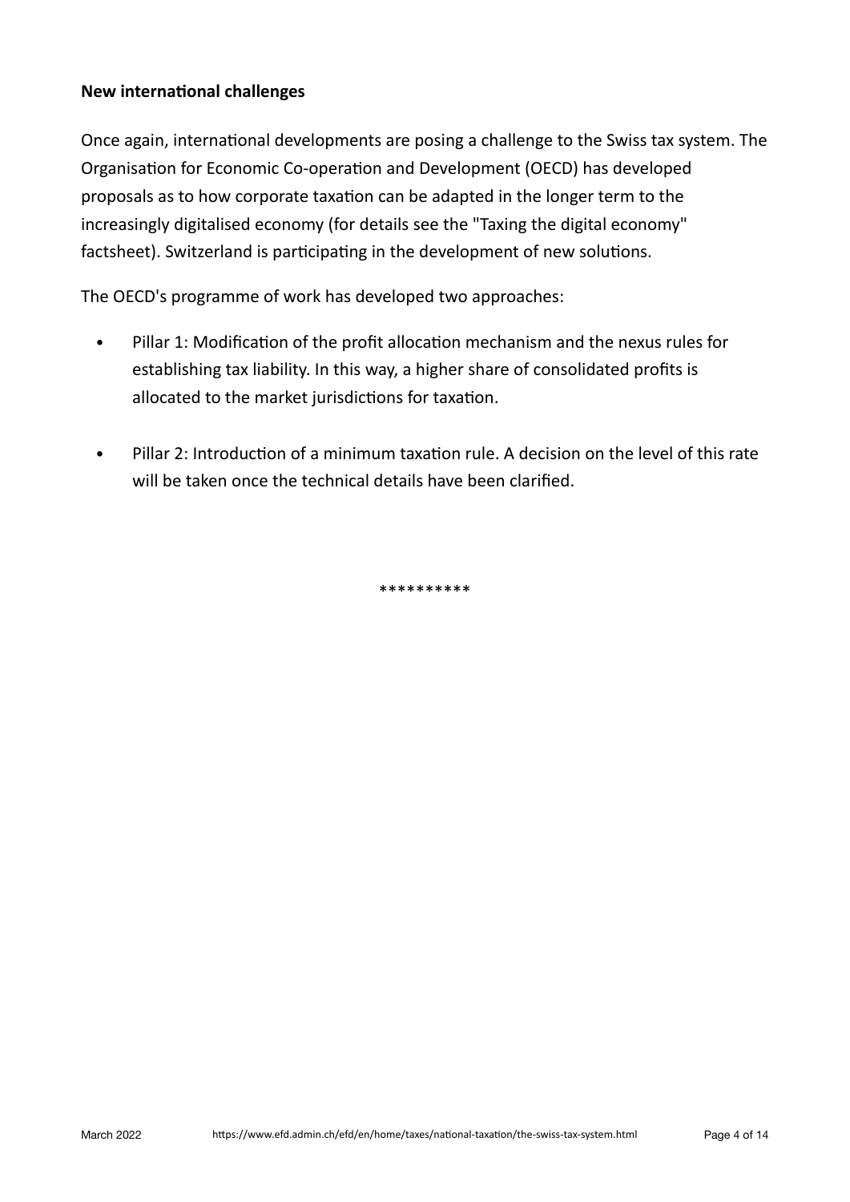**New international challenges**

Once again, international developments are posing a challenge to the Swiss tax system. The Organisation for Economic Co-operation and Development (OECD) has developed proposals as to how corporate taxation can be adapted in the longer term to the increasingly digitalised economy (for details see the "Taxing the digital economy" factsheet). Switzerland is participating in the development of new solutions.

The OECD's programme of work has developed two approaches:

- Pillar 1: Modification of the profit allocation mechanism and the nexus rules for establishing tax liability. In this way, a higher share of consolidated profits is allocated to the market jurisdictions for taxation.

- Pillar 2: Introduction of a minimum taxation rule. A decision on the level of this rate will be taken once the technical details have been clarified.

**********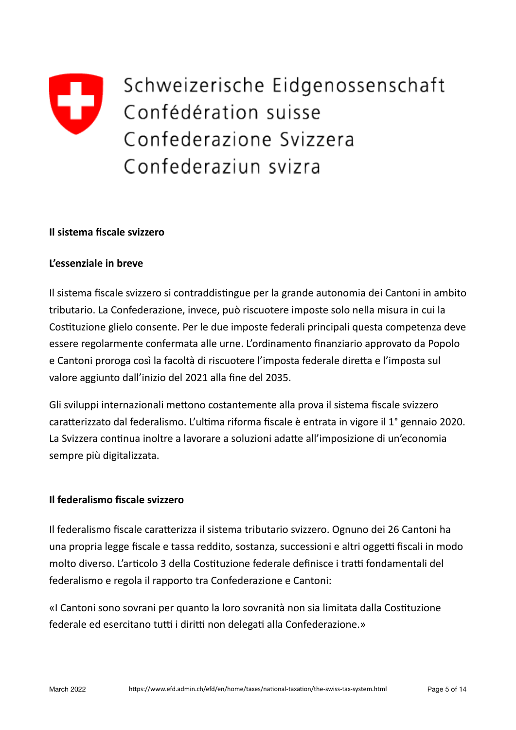Schweizerische Eidgenossenschaft
Confédération suisse
Confederazione Svizzera
Confederaziun svizra

## Il sistema fiscale svizzero

### L'essenziale in breve

Il sistema fiscale svizzero si contraddistingue per la grande autonomia dei Cantoni in ambito tributario. La Confederazione, invece, può riscuotere imposte solo nella misura in cui la Costituzione glielo consente. Per le due imposte federali principali questa competenza deve essere regolarmente confermata alle urne. L'ordinamento finanziario approvato da Popolo e Cantoni proroga così la facoltà di riscuotere l'imposta federale diretta e l'imposta sul valore aggiunto dall'inizio del 2021 alla fine del 2035.

Gli sviluppi internazionali mettono costantemente alla prova il sistema fiscale svizzero caratterizzato dal federalismo. L'ultima riforma fiscale è entrata in vigore il 1° gennaio 2020. La Svizzera continua inoltre a lavorare a soluzioni adatte all'imposizione di un'economia sempre più digitalizzata.

### Il federalismo fiscale svizzero

Il federalismo fiscale caratterizza il sistema tributario svizzero. Ognuno dei 26 Cantoni ha una propria legge fiscale e tassa reddito, sostanza, successioni e altri oggetti fiscali in modo molto diverso. L'articolo 3 della Costituzione federale definisce i tratti fondamentali del federalismo e regola il rapporto tra Confederazione e Cantoni:

«I Cantoni sono sovrani per quanto la loro sovranità non sia limitata dalla Costituzione federale ed esercitano tutti i diritti non delegati alla Confederazione.»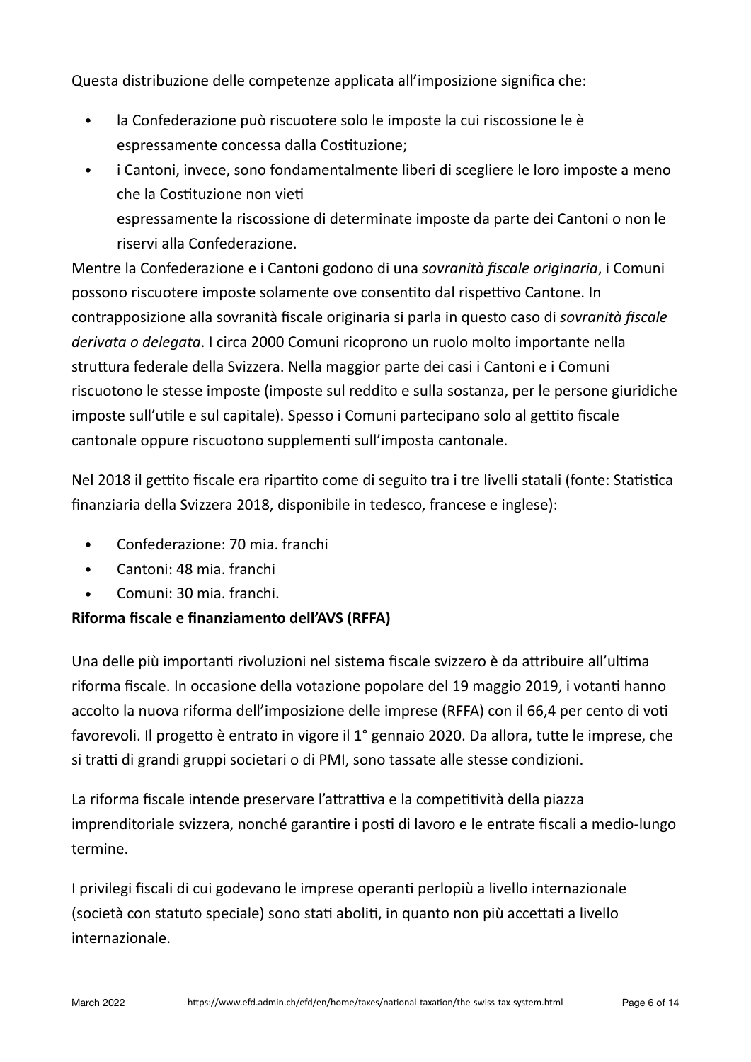Questa distribuzione delle competenze applicata all'imposizione significa che:

- la Confederazione può riscuotere solo le imposte la cui riscossione le è espressamente concessa dalla Costituzione;
- i Cantoni, invece, sono fondamentalmente liberi di scegliere le loro imposte a meno che la Costituzione non vieti espressamente la riscossione di determinate imposte da parte dei Cantoni o non le riservi alla Confederazione.

Mentre la Confederazione e i Cantoni godono di una *sovranità fiscale originaria*, i Comuni possono riscuotere imposte solamente ove consentito dal rispettivo Cantone. In contrapposizione alla sovranità fiscale originaria si parla in questo caso di *sovranità fiscale derivata o delegata*. I circa 2000 Comuni ricoprono un ruolo molto importante nella struttura federale della Svizzera. Nella maggior parte dei casi i Cantoni e i Comuni riscuotono le stesse imposte (imposte sul reddito e sulla sostanza, per le persone giuridiche imposte sull'utile e sul capitale). Spesso i Comuni partecipano solo al gettito fiscale cantonale oppure riscuotono supplementi sull'imposta cantonale.

Nel 2018 il gettito fiscale era ripartito come di seguito tra i tre livelli statali (fonte: Statistica finanziaria della Svizzera 2018, disponibile in tedesco, francese e inglese):

- Confederazione: 70 mia. franchi
- Cantoni: 48 mia. franchi
- Comuni: 30 mia. franchi.

**Riforma fiscale e finanziamento dell'AVS (RFFA)**

Una delle più importanti rivoluzioni nel sistema fiscale svizzero è da attribuire all'ultima riforma fiscale. In occasione della votazione popolare del 19 maggio 2019, i votanti hanno accolto la nuova riforma dell'imposizione delle imprese (RFFA) con il 66,4 per cento di voti favorevoli. Il progetto è entrato in vigore il 1° gennaio 2020. Da allora, tutte le imprese, che si tratti di grandi gruppi societari o di PMI, sono tassate alle stesse condizioni.

La riforma fiscale intende preservare l'attrattiva e la competitività della piazza imprenditoriale svizzera, nonché garantire i posti di lavoro e le entrate fiscali a medio-lungo termine.

I privilegi fiscali di cui godevano le imprese operanti perlopiù a livello internazionale (società con statuto speciale) sono stati aboliti, in quanto non più accettati a livello internazionale.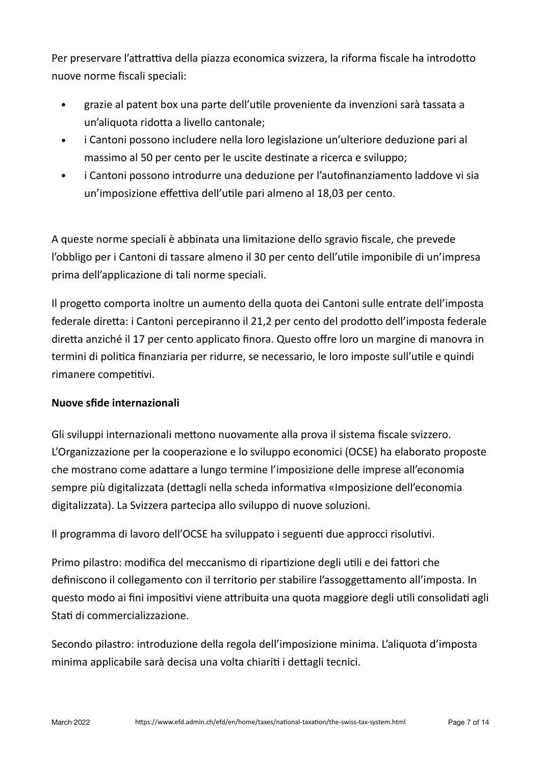Per preservare l'attrattiva della piazza economica svizzera, la riforma fiscale ha introdotto nuove norme fiscali speciali:

- grazie al patent box una parte dell'utile proveniente da invenzioni sarà tassata a un'aliquota ridotta a livello cantonale;
- i Cantoni possono includere nella loro legislazione un'ulteriore deduzione pari al massimo al 50 per cento per le uscite destinate a ricerca e sviluppo;
- i Cantoni possono introdurre una deduzione per l'autofinanziamento laddove vi sia un'imposizione effettiva dell'utile pari almeno al 18,03 per cento.

A queste norme speciali è abbinata una limitazione dello sgravio fiscale, che prevede l'obbligo per i Cantoni di tassare almeno il 30 per cento dell'utile imponibile di un'impresa prima dell'applicazione di tali norme speciali.

Il progetto comporta inoltre un aumento della quota dei Cantoni sulle entrate dell'imposta federale diretta: i Cantoni percepiranno il 21,2 per cento del prodotto dell'imposta federale diretta anziché il 17 per cento applicato finora. Questo offre loro un margine di manovra in termini di politica finanziaria per ridurre, se necessario, le loro imposte sull'utile e quindi rimanere competitivi.

**Nuove sfide internazionali**

Gli sviluppi internazionali mettono nuovamente alla prova il sistema fiscale svizzero. L'Organizzazione per la cooperazione e lo sviluppo economici (OCSE) ha elaborato proposte che mostrano come adattare a lungo termine l'imposizione delle imprese all'economia sempre più digitalizzata (dettagli nella scheda informativa «Imposizione dell'economia digitalizzata). La Svizzera partecipa allo sviluppo di nuove soluzioni.

Il programma di lavoro dell'OCSE ha sviluppato i seguenti due approcci risolutivi.

Primo pilastro: modifica del meccanismo di ripartizione degli utili e dei fattori che definiscono il collegamento con il territorio per stabilire l'assoggettamento all'imposta. In questo modo ai fini impositivi viene attribuita una quota maggiore degli utili consolidati agli Stati di commercializzazione.

Secondo pilastro: introduzione della regola dell'imposizione minima. L'aliquota d'imposta minima applicabile sarà decisa una volta chiariti i dettagli tecnici.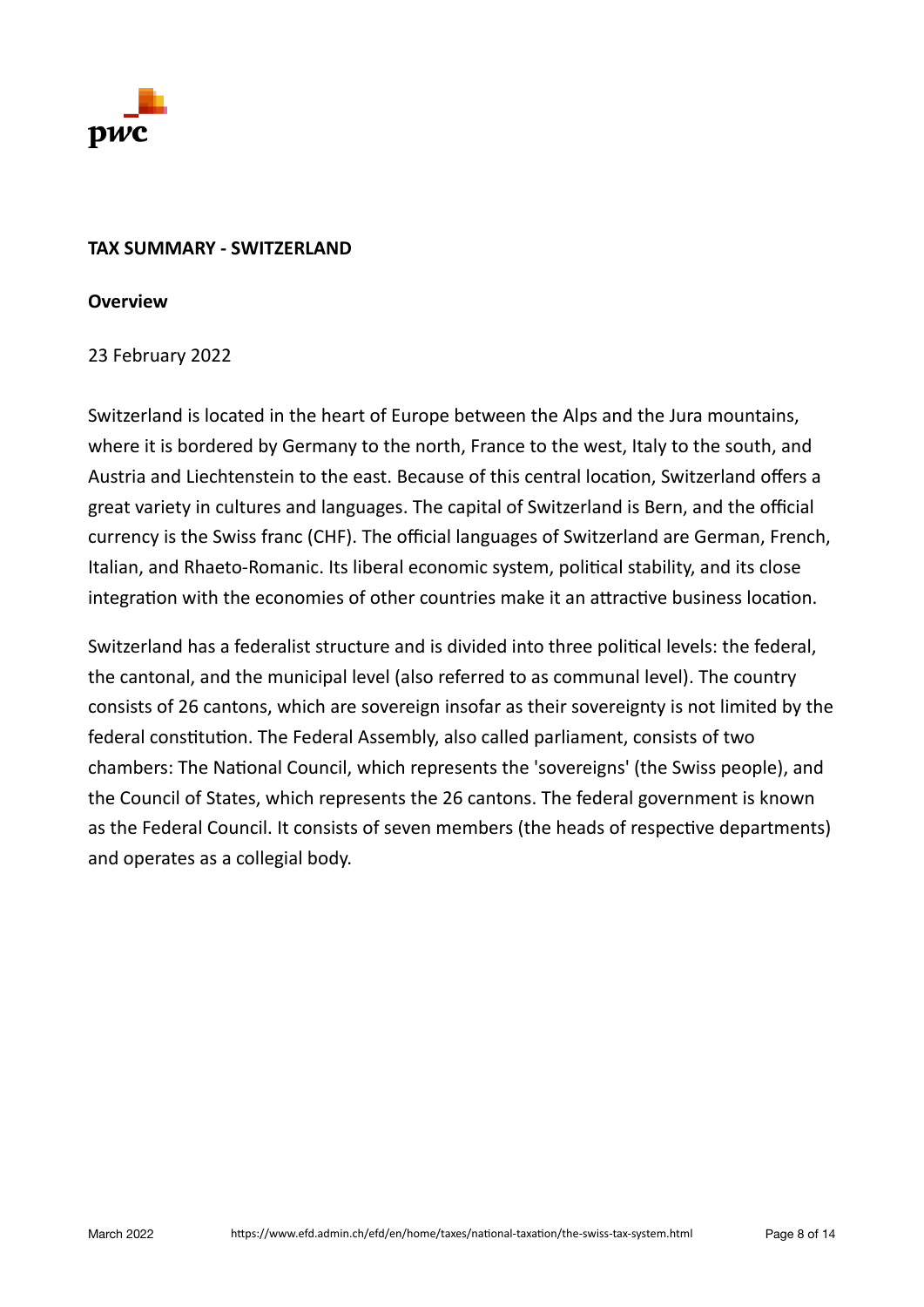## TAX SUMMARY - SWITZERLAND

### Overview

23 February 2022

Switzerland is located in the heart of Europe between the Alps and the Jura mountains, where it is bordered by Germany to the north, France to the west, Italy to the south, and Austria and Liechtenstein to the east. Because of this central location, Switzerland offers a great variety in cultures and languages. The capital of Switzerland is Bern, and the official currency is the Swiss franc (CHF). The official languages of Switzerland are German, French, Italian, and Rhaeto-Romanic. Its liberal economic system, political stability, and its close integration with the economies of other countries make it an attractive business location.

Switzerland has a federalist structure and is divided into three political levels: the federal, the cantonal, and the municipal level (also referred to as communal level). The country consists of 26 cantons, which are sovereign insofar as their sovereignty is not limited by the federal constitution. The Federal Assembly, also called parliament, consists of two chambers: The National Council, which represents the 'sovereigns' (the Swiss people), and the Council of States, which represents the 26 cantons. The federal government is known as the Federal Council. It consists of seven members (the heads of respective departments) and operates as a collegial body.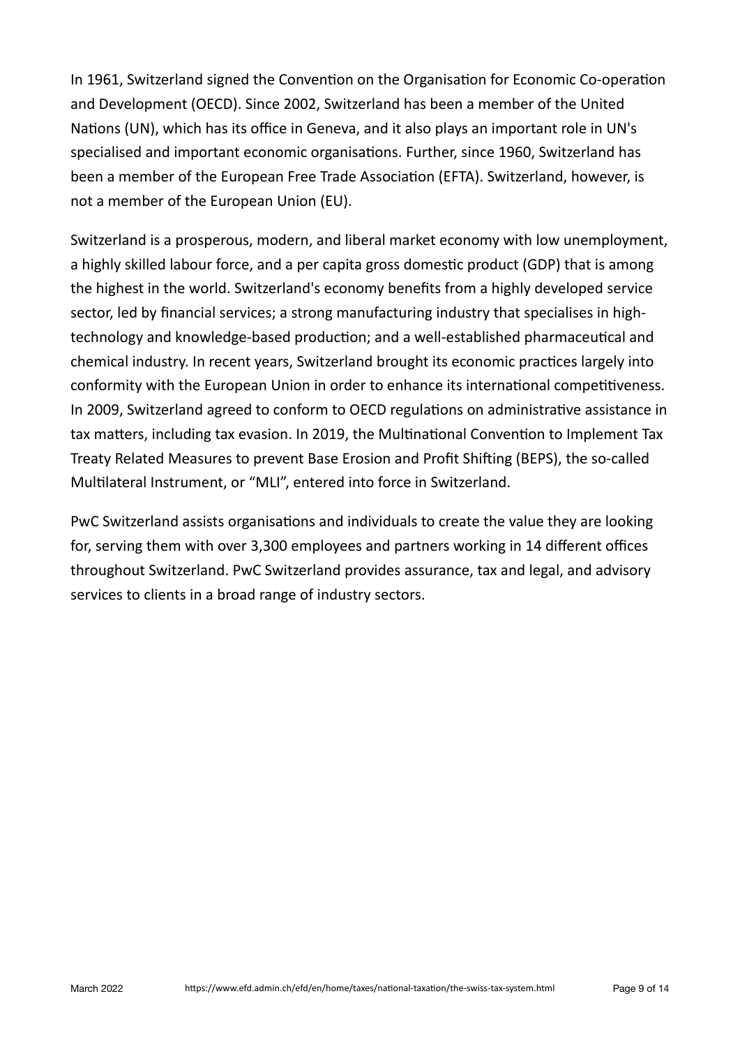In 1961, Switzerland signed the Convention on the Organisation for Economic Co-operation and Development (OECD). Since 2002, Switzerland has been a member of the United Nations (UN), which has its office in Geneva, and it also plays an important role in UN's specialised and important economic organisations. Further, since 1960, Switzerland has been a member of the European Free Trade Association (EFTA). Switzerland, however, is not a member of the European Union (EU).

Switzerland is a prosperous, modern, and liberal market economy with low unemployment, a highly skilled labour force, and a per capita gross domestic product (GDP) that is among the highest in the world. Switzerland's economy benefits from a highly developed service sector, led by financial services; a strong manufacturing industry that specialises in high-technology and knowledge-based production; and a well-established pharmaceutical and chemical industry. In recent years, Switzerland brought its economic practices largely into conformity with the European Union in order to enhance its international competitiveness. In 2009, Switzerland agreed to conform to OECD regulations on administrative assistance in tax matters, including tax evasion. In 2019, the Multinational Convention to Implement Tax Treaty Related Measures to prevent Base Erosion and Profit Shifting (BEPS), the so-called Multilateral Instrument, or "MLI", entered into force in Switzerland.

PwC Switzerland assists organisations and individuals to create the value they are looking for, serving them with over 3,300 employees and partners working in 14 different offices throughout Switzerland. PwC Switzerland provides assurance, tax and legal, and advisory services to clients in a broad range of industry sectors.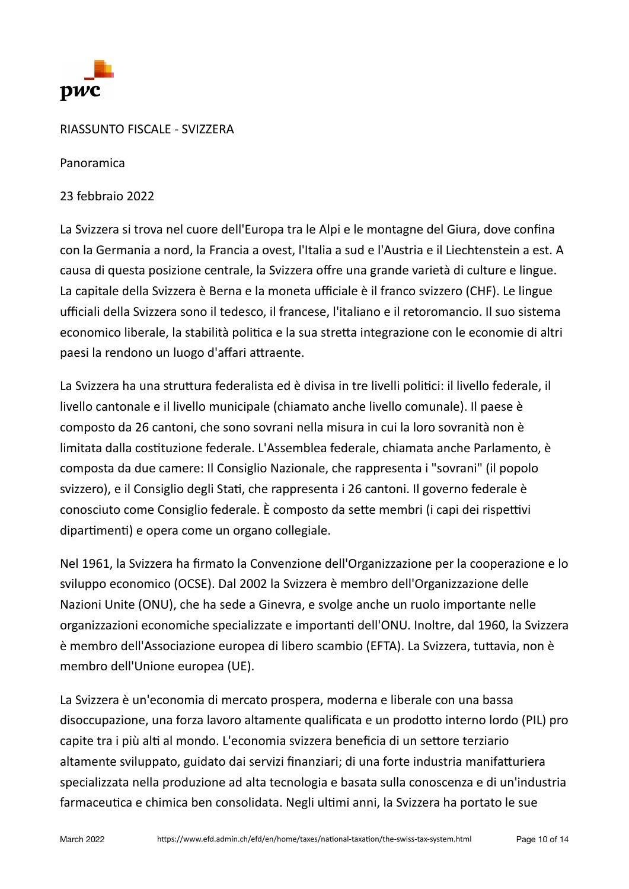RIASSUNTO FISCALE - SVIZZERA

Panoramica

23 febbraio 2022

La Svizzera si trova nel cuore dell'Europa tra le Alpi e le montagne del Giura, dove confina con la Germania a nord, la Francia a ovest, l'Italia a sud e l'Austria e il Liechtenstein a est. A causa di questa posizione centrale, la Svizzera offre una grande varietà di culture e lingue. La capitale della Svizzera è Berna e la moneta ufficiale è il franco svizzero (CHF). Le lingue ufficiali della Svizzera sono il tedesco, il francese, l'italiano e il retoromancio. Il suo sistema economico liberale, la stabilità politica e la sua stretta integrazione con le economie di altri paesi la rendono un luogo d'affari attraente.

La Svizzera ha una struttura federalista ed è divisa in tre livelli politici: il livello federale, il livello cantonale e il livello municipale (chiamato anche livello comunale). Il paese è composto da 26 cantoni, che sono sovrani nella misura in cui la loro sovranità non è limitata dalla costituzione federale. L'Assemblea federale, chiamata anche Parlamento, è composta da due camere: Il Consiglio Nazionale, che rappresenta i "sovrani" (il popolo svizzero), e il Consiglio degli Stati, che rappresenta i 26 cantoni. Il governo federale è conosciuto come Consiglio federale. È composto da sette membri (i capi dei rispettivi dipartimenti) e opera come un organo collegiale.

Nel 1961, la Svizzera ha firmato la Convenzione dell'Organizzazione per la cooperazione e lo sviluppo economico (OCSE). Dal 2002 la Svizzera è membro dell'Organizzazione delle Nazioni Unite (ONU), che ha sede a Ginevra, e svolge anche un ruolo importante nelle organizzazioni economiche specializzate e importanti dell'ONU. Inoltre, dal 1960, la Svizzera è membro dell'Associazione europea di libero scambio (EFTA). La Svizzera, tuttavia, non è membro dell'Unione europea (UE).

La Svizzera è un'economia di mercato prospera, moderna e liberale con una bassa disoccupazione, una forza lavoro altamente qualificata e un prodotto interno lordo (PIL) pro capite tra i più alti al mondo. L'economia svizzera beneficia di un settore terziario altamente sviluppato, guidato dai servizi finanziari; di una forte industria manifatturiera specializzata nella produzione ad alta tecnologia e basata sulla conoscenza e di un'industria farmaceutica e chimica ben consolidata. Negli ultimi anni, la Svizzera ha portato le sue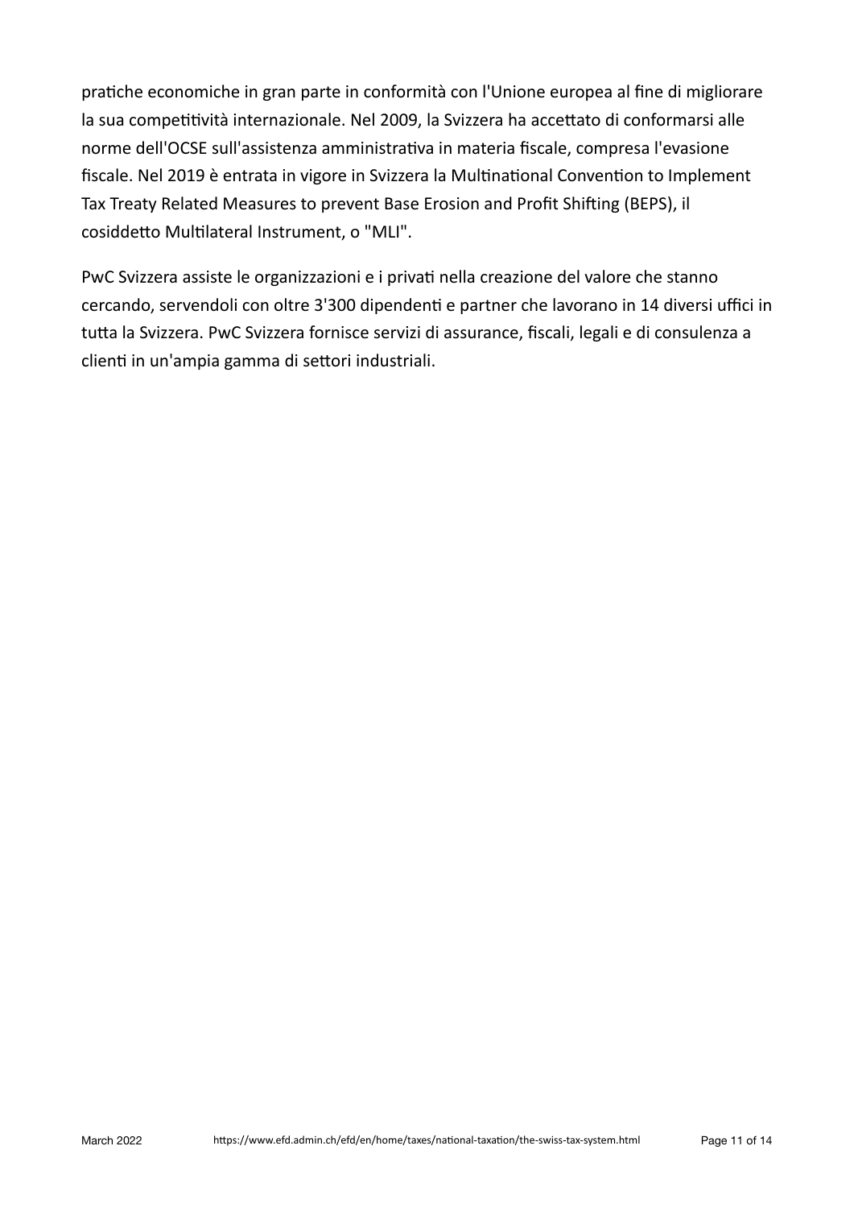pratiche economiche in gran parte in conformità con l'Unione europea al fine di migliorare la sua competitività internazionale. Nel 2009, la Svizzera ha accettato di conformarsi alle norme dell'OCSE sull'assistenza amministrativa in materia fiscale, compresa l'evasione fiscale. Nel 2019 è entrata in vigore in Svizzera la Multinational Convention to Implement Tax Treaty Related Measures to prevent Base Erosion and Profit Shifting (BEPS), il cosiddetto Multilateral Instrument, o "MLI".

PwC Svizzera assiste le organizzazioni e i privati nella creazione del valore che stanno cercando, servendoli con oltre 3'300 dipendenti e partner che lavorano in 14 diversi uffici in tutta la Svizzera. PwC Svizzera fornisce servizi di assurance, fiscali, legali e di consulenza a clienti in un'ampia gamma di settori industriali.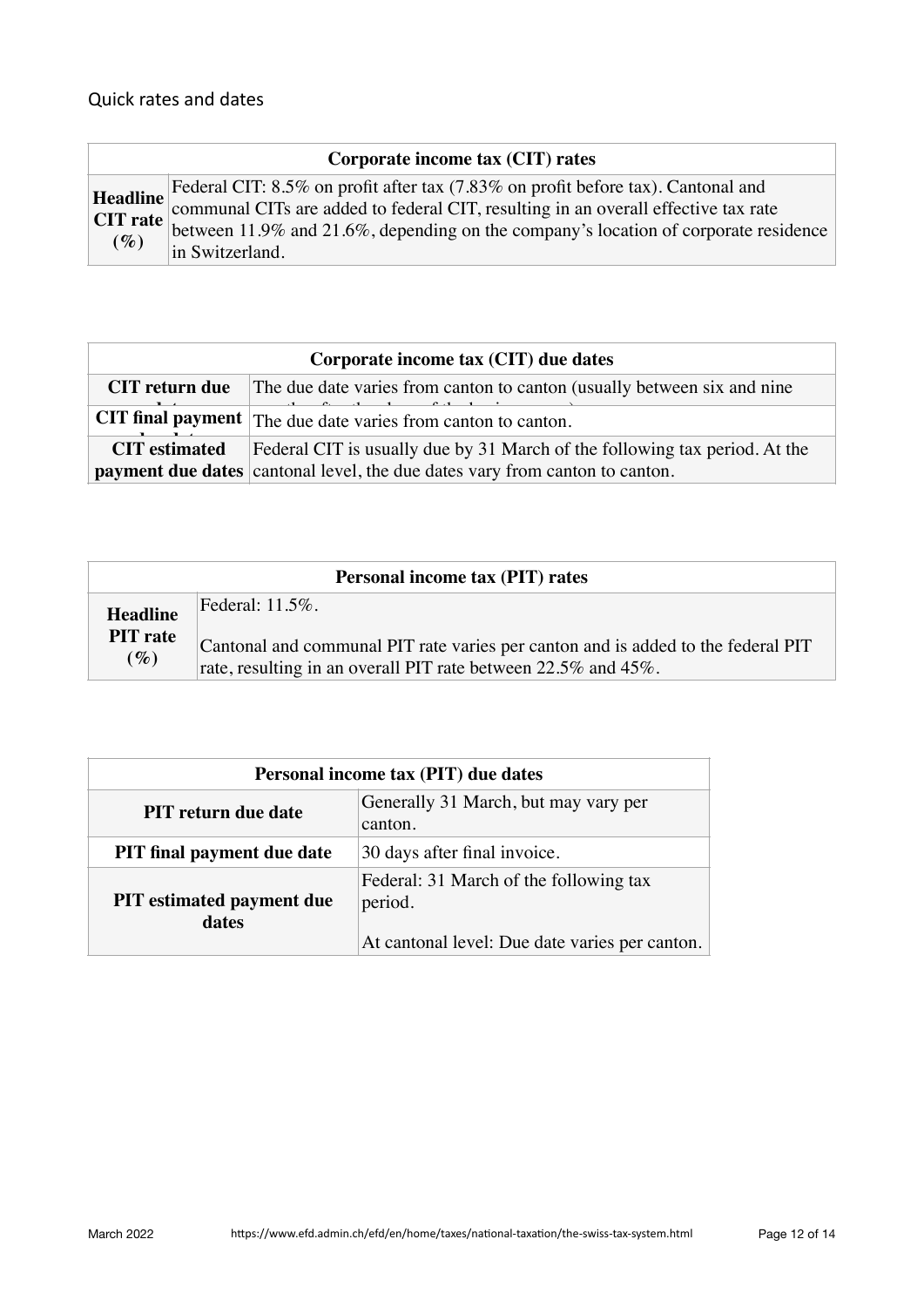## Quick rates and dates

| Corporate income tax (CIT) rates | |
|---|---|
| **Headline CIT rate (%)** | Federal CIT: 8.5% on profit after tax (7.83% on profit before tax). Cantonal and communal CITs are added to federal CIT, resulting in an overall effective tax rate between 11.9% and 21.6%, depending on the company's location of corporate residence in Switzerland. |

| Corporate income tax (CIT) due dates | |
|---|---|
| **CIT return due date** | The due date varies from canton to canton (usually between six and nine months after the close of the business year). |
| **CIT final payment due date** | The due date varies from canton to canton. |
| **CIT estimated payment due dates** | Federal CIT is usually due by 31 March of the following tax period. At the cantonal level, the due dates vary from canton to canton. |

| Personal income tax (PIT) rates | |
|---|---|
| **Headline PIT rate (%)** | Federal: 11.5%.<br><br>Cantonal and communal PIT rate varies per canton and is added to the federal PIT rate, resulting in an overall PIT rate between 22.5% and 45%. |

| Personal income tax (PIT) due dates | |
|---|---|
| **PIT return due date** | Generally 31 March, but may vary per canton. |
| **PIT final payment due date** | 30 days after final invoice. |
| **PIT estimated payment due dates** | Federal: 31 March of the following tax period.<br><br>At cantonal level: Due date varies per canton. |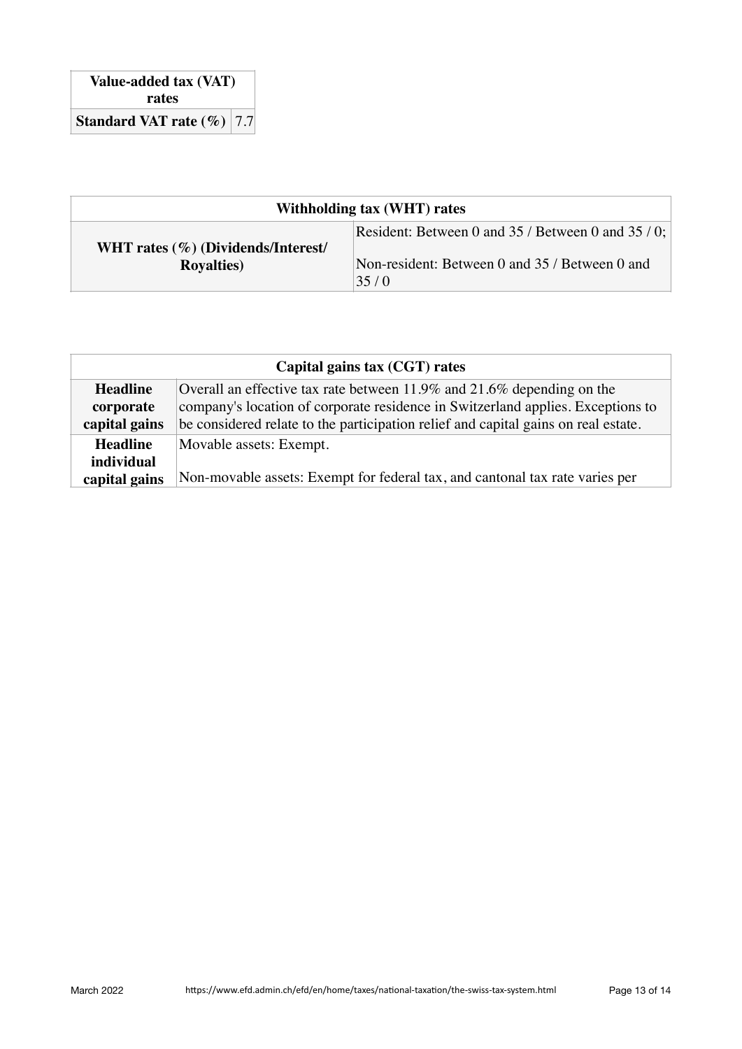| Value-added tax (VAT) rates | |
|---|---|
| **Standard VAT rate (%)** | 7.7 |

| Withholding tax (WHT) rates | |
|---|---|
| **WHT rates (%) (Dividends/Interest/ Royalties)** | Resident: Between 0 and 35 / Between 0 and 35 / 0;<br><br>Non-resident: Between 0 and 35 / Between 0 and 35 / 0 |

| Capital gains tax (CGT) rates | |
|---|---|
| **Headline corporate capital gains** | Overall an effective tax rate between 11.9% and 21.6% depending on the company's location of corporate residence in Switzerland applies. Exceptions to be considered relate to the participation relief and capital gains on real estate. |
| **Headline individual capital gains** | Movable assets: Exempt.<br><br>Non-movable assets: Exempt for federal tax, and cantonal tax rate varies per |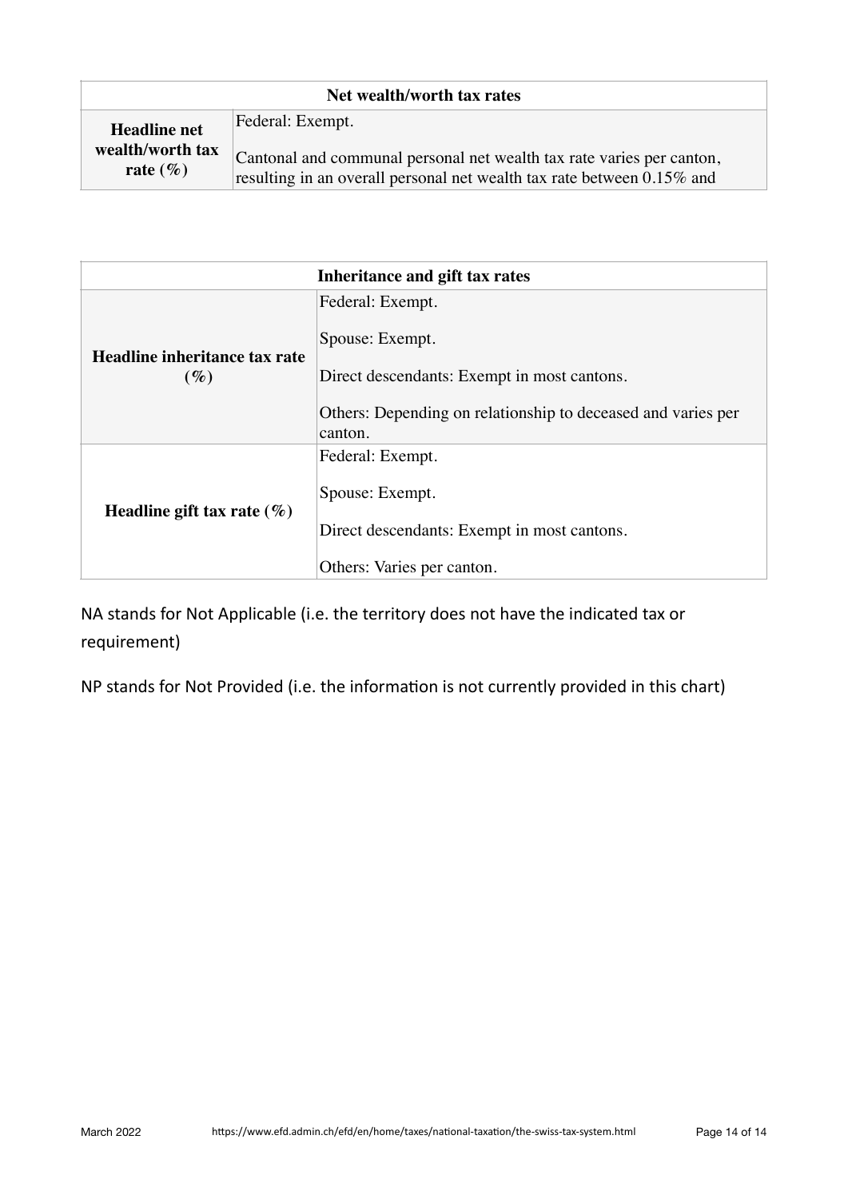| Net wealth/worth tax rates | |
|---|---|
| **Headline net wealth/worth tax rate (%)** | Federal: Exempt.<br><br>Cantonal and communal personal net wealth tax rate varies per canton, resulting in an overall personal net wealth tax rate between 0.15% and |

| Inheritance and gift tax rates | |
|---|---|
| **Headline inheritance tax rate (%)** | Federal: Exempt.<br><br>Spouse: Exempt.<br><br>Direct descendants: Exempt in most cantons.<br><br>Others: Depending on relationship to deceased and varies per canton. |
| **Headline gift tax rate (%)** | Federal: Exempt.<br><br>Spouse: Exempt.<br><br>Direct descendants: Exempt in most cantons.<br><br>Others: Varies per canton. |

NA stands for Not Applicable (i.e. the territory does not have the indicated tax or requirement)

NP stands for Not Provided (i.e. the information is not currently provided in this chart)

March 2022 https://www.efd.admin.ch/efd/en/home/taxes/national-taxation/the-swiss-tax-system.html